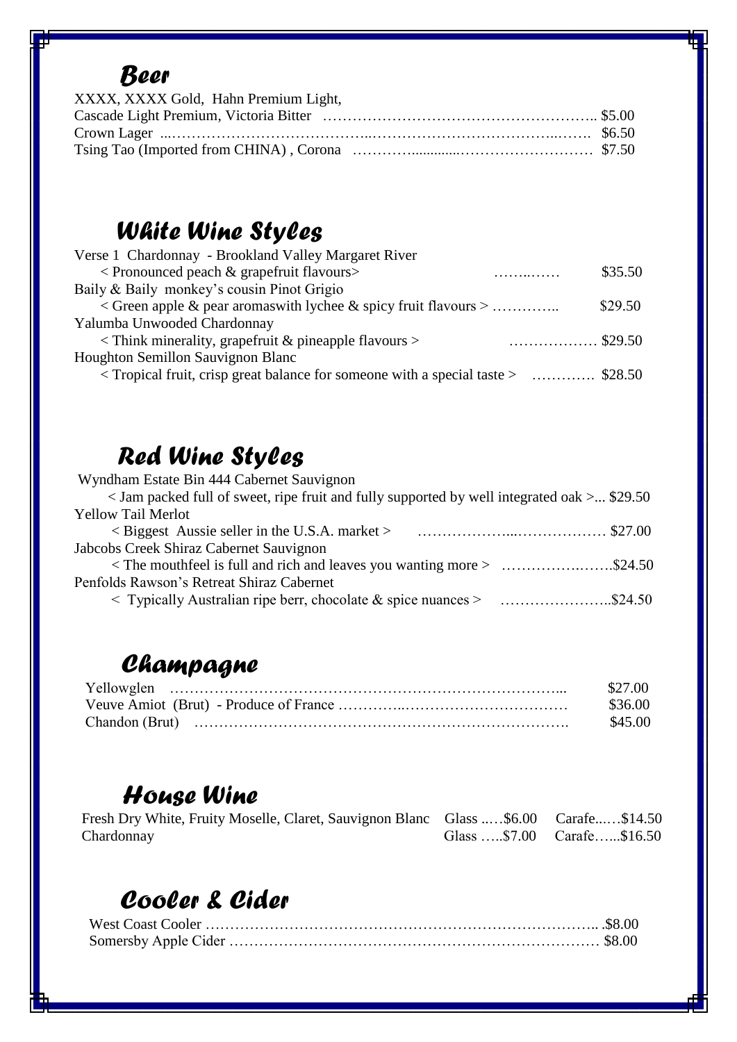## Beer

XXXX, XXXX Gold, Hahn Premium Light,
Cascade Light Premium, Victoria Bitter ……………………………………………….. $5.00
Crown Lager ...…………………………………..…………………………………..……. $6.50
Tsing Tao (Imported from CHINA) , Corona ………….............……………………… $7.50

## White Wine Styles

Verse 1 Chardonnay - Brookland Valley Margaret River
< Pronounced peach & grapefruit flavours> ……..…… $35.50

Baily & Baily monkey's cousin Pinot Grigio
< Green apple & pear aromaswith lychee & spicy fruit flavours > ………….. $29.50

Yalumba Unwooded Chardonnay
< Think minerality, grapefruit & pineapple flavours > ……………… $29.50

Houghton Semillon Sauvignon Blanc
< Tropical fruit, crisp great balance for someone with a special taste > …………. $28.50

## Red Wine Styles

Wyndham Estate Bin 444 Cabernet Sauvignon
< Jam packed full of sweet, ripe fruit and fully supported by well integrated oak >... $29.50

Yellow Tail Merlot
< Biggest Aussie seller in the U.S.A. market > ………………...……………… $27.00

Jabcobs Creek Shiraz Cabernet Sauvignon
< The mouthfeel is full and rich and leaves you wanting more > …………….…….$24.50

Penfolds Rawson's Retreat Shiraz Cabernet
< Typically Australian ripe berr, chocolate & spice nuances > …………………..$24.50

## Champagne

Yellowglen ……………………………………………………………………... $27.00
Veuve Amiot (Brut) - Produce of France …………..…………………………… $36.00
Chandon (Brut) ………………………….……………………………………. $45.00

## House Wine

Fresh Dry White, Fruity Moselle, Claret, Sauvignon Blanc Glass ..…$6.00 Carafe..….$14.50
Chardonnay Glass …..$7.00 Carafe…...$16.50

## Cooler & Cider

West Coast Cooler ……………………………………………………………….. .$8.00
Somersby Apple Cider ………………………………………………………………… $8.00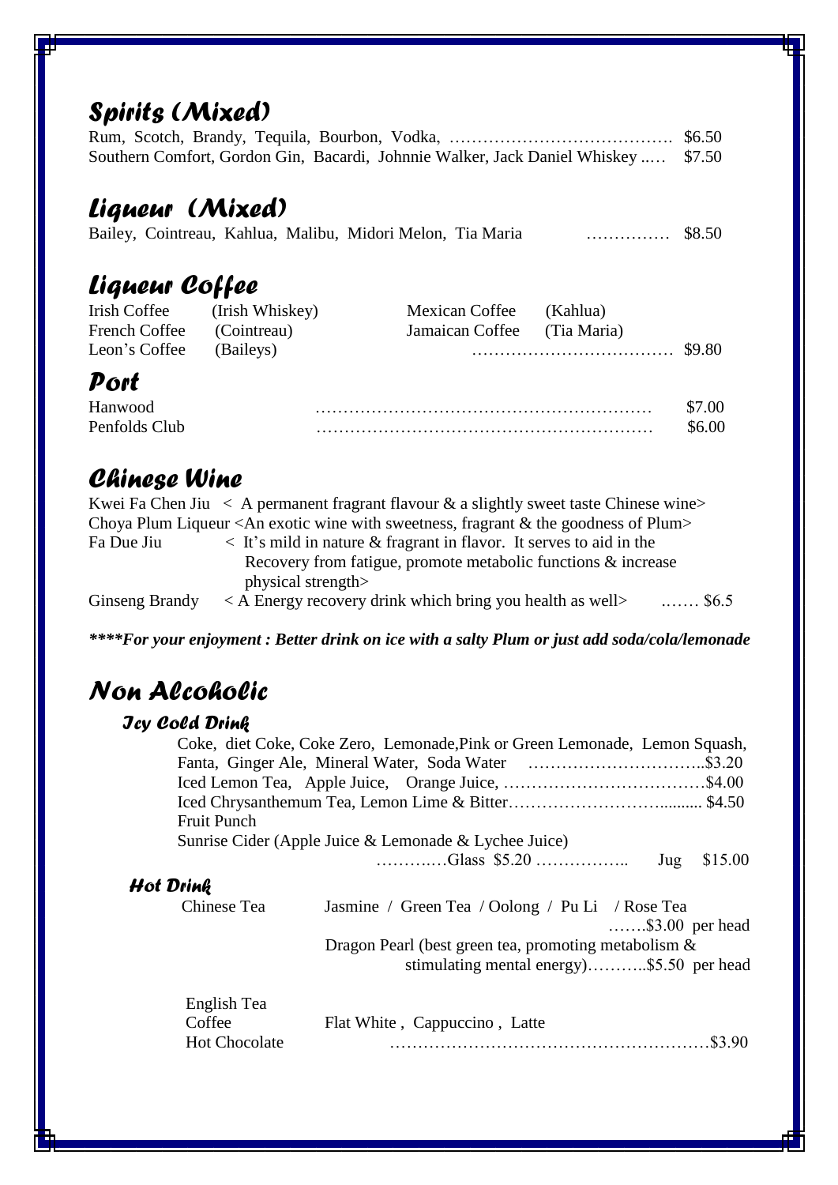## *Spirits (Mixed)*

Rum, Scotch, Brandy, Tequila, Bourbon, Vodka, …………………………………. $6.50
Southern Comfort, Gordon Gin, Bacardi, Johnnie Walker, Jack Daniel Whiskey ..… $7.50

## *Liqueur (Mixed)*

Bailey, Cointreau, Kahlua, Malibu, Midori Melon, Tia Maria …………… $8.50

## *Liqueur Coffee*

Irish Coffee (Irish Whiskey)
French Coffee (Cointreau)
Leon's Coffee (Baileys)
Mexican Coffee (Kahlua)
Jamaican Coffee (Tia Maria)
……………………………… $9.80

## *Port*

Hanwood …………………………………………………… $7.00
Penfolds Club …………………………………………………… $6.00

## *Chinese Wine*

Kwei Fa Chen Jiu < A permanent fragrant flavour & a slightly sweet taste Chinese wine>
Choya Plum Liqueur <An exotic wine with sweetness, fragrant & the goodness of Plum>
Fa Due Jiu < It's mild in nature & fragrant in flavor. It serves to aid in the Recovery from fatigue, promote metabolic functions & increase physical strength>
Ginseng Brandy < A Energy recovery drink which bring you health as well> ..…… $6.5

***\*\*\*\*For your enjoyment : Better drink on ice with a salty Plum or just add soda/cola/lemonade***

## *Non Alcoholic*

### *Icy Cold Drink*

Coke, diet Coke, Coke Zero, Lemonade,Pink or Green Lemonade, Lemon Squash, Fanta, Ginger Ale, Mineral Water, Soda Water …………………………..$3.20
Iced Lemon Tea, Apple Juice, Orange Juice, ………………………………$4.00
Iced Chrysanthemum Tea, Lemon Lime & Bitter…………………………......... $4.50
Fruit Punch
Sunrise Cider (Apple Juice & Lemonade & Lychee Juice)
……….…Glass $5.20 …………….. Jug $15.00

### *Hot Drink*

Chinese Tea Jasmine / Green Tea / Oolong / Pu Li / Rose Tea
…….$3.00 per head
Dragon Pearl (best green tea, promoting metabolism & stimulating mental energy)………..$5.50 per head

English Tea
Coffee Flat White , Cappuccino , Latte
Hot Chocolate ………………………………………………$3.90